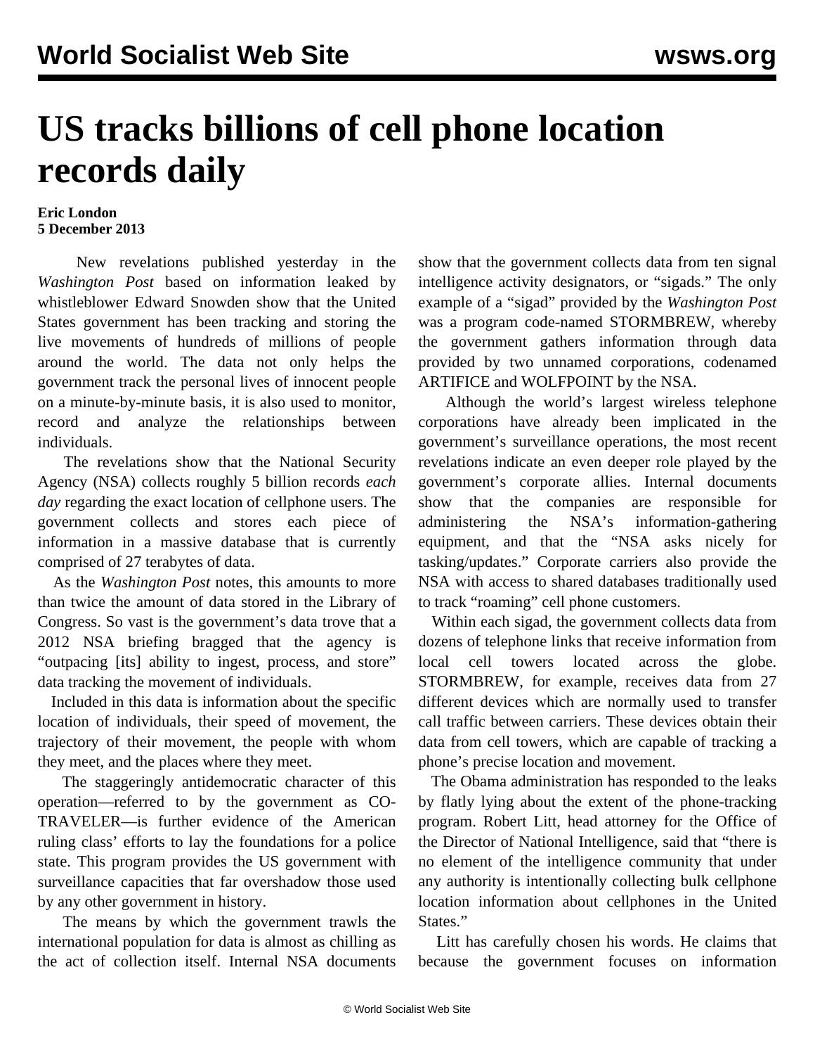# US tracks billions of cell phone location records daily

**Eric London**
**5 December 2013**

New revelations published yesterday in the *Washington Post* based on information leaked by whistleblower Edward Snowden show that the United States government has been tracking and storing the live movements of hundreds of millions of people around the world. The data not only helps the government track the personal lives of innocent people on a minute-by-minute basis, it is also used to monitor, record and analyze the relationships between individuals.

The revelations show that the National Security Agency (NSA) collects roughly 5 billion records *each day* regarding the exact location of cellphone users. The government collects and stores each piece of information in a massive database that is currently comprised of 27 terabytes of data.

As the *Washington Post* notes, this amounts to more than twice the amount of data stored in the Library of Congress. So vast is the government's data trove that a 2012 NSA briefing bragged that the agency is "outpacing [its] ability to ingest, process, and store" data tracking the movement of individuals.

Included in this data is information about the specific location of individuals, their speed of movement, the trajectory of their movement, the people with whom they meet, and the places where they meet.

The staggeringly antidemocratic character of this operation—referred to by the government as CO-TRAVELER—is further evidence of the American ruling class' efforts to lay the foundations for a police state. This program provides the US government with surveillance capacities that far overshadow those used by any other government in history.

The means by which the government trawls the international population for data is almost as chilling as the act of collection itself. Internal NSA documents show that the government collects data from ten signal intelligence activity designators, or "sigads." The only example of a "sigad" provided by the *Washington Post* was a program code-named STORMBREW, whereby the government gathers information through data provided by two unnamed corporations, codenamed ARTIFICE and WOLFPOINT by the NSA.

Although the world's largest wireless telephone corporations have already been implicated in the government's surveillance operations, the most recent revelations indicate an even deeper role played by the government's corporate allies. Internal documents show that the companies are responsible for administering the NSA's information-gathering equipment, and that the "NSA asks nicely for tasking/updates." Corporate carriers also provide the NSA with access to shared databases traditionally used to track "roaming" cell phone customers.

Within each sigad, the government collects data from dozens of telephone links that receive information from local cell towers located across the globe. STORMBREW, for example, receives data from 27 different devices which are normally used to transfer call traffic between carriers. These devices obtain their data from cell towers, which are capable of tracking a phone's precise location and movement.

The Obama administration has responded to the leaks by flatly lying about the extent of the phone-tracking program. Robert Litt, head attorney for the Office of the Director of National Intelligence, said that "there is no element of the intelligence community that under any authority is intentionally collecting bulk cellphone location information about cellphones in the United States."

Litt has carefully chosen his words. He claims that because the government focuses on information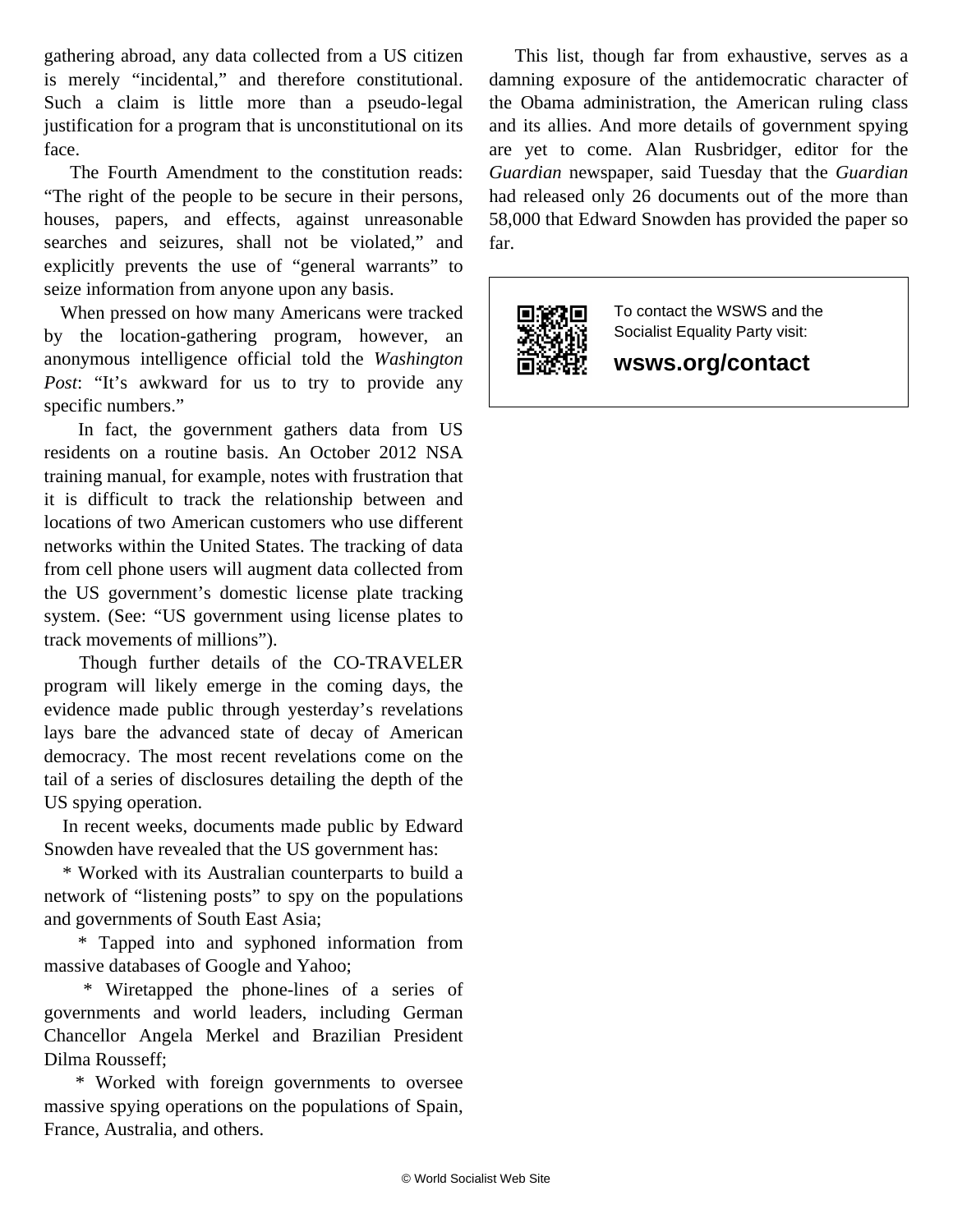gathering abroad, any data collected from a US citizen is merely “incidental,” and therefore constitutional. Such a claim is little more than a pseudo-legal justification for a program that is unconstitutional on its face.

The Fourth Amendment to the constitution reads: “The right of the people to be secure in their persons, houses, papers, and effects, against unreasonable searches and seizures, shall not be violated,” and explicitly prevents the use of “general warrants” to seize information from anyone upon any basis.

When pressed on how many Americans were tracked by the location-gathering program, however, an anonymous intelligence official told the *Washington Post*: “It’s awkward for us to try to provide any specific numbers.”

In fact, the government gathers data from US residents on a routine basis. An October 2012 NSA training manual, for example, notes with frustration that it is difficult to track the relationship between and locations of two American customers who use different networks within the United States. The tracking of data from cell phone users will augment data collected from the US government’s domestic license plate tracking system. (See: “US government using license plates to track movements of millions”).

Though further details of the CO-TRAVELER program will likely emerge in the coming days, the evidence made public through yesterday’s revelations lays bare the advanced state of decay of American democracy. The most recent revelations come on the tail of a series of disclosures detailing the depth of the US spying operation.

In recent weeks, documents made public by Edward Snowden have revealed that the US government has:

* Worked with its Australian counterparts to build a network of “listening posts” to spy on the populations and governments of South East Asia;

* Tapped into and syphoned information from massive databases of Google and Yahoo;

* Wiretapped the phone-lines of a series of governments and world leaders, including German Chancellor Angela Merkel and Brazilian President Dilma Rousseff;

* Worked with foreign governments to oversee massive spying operations on the populations of Spain, France, Australia, and others.

This list, though far from exhaustive, serves as a damning exposure of the antidemocratic character of the Obama administration, the American ruling class and its allies. And more details of government spying are yet to come. Alan Rusbridger, editor for the *Guardian* newspaper, said Tuesday that the *Guardian* had released only 26 documents out of the more than 58,000 that Edward Snowden has provided the paper so far.

To contact the WSWS and the Socialist Equality Party visit:

**wsws.org/contact**